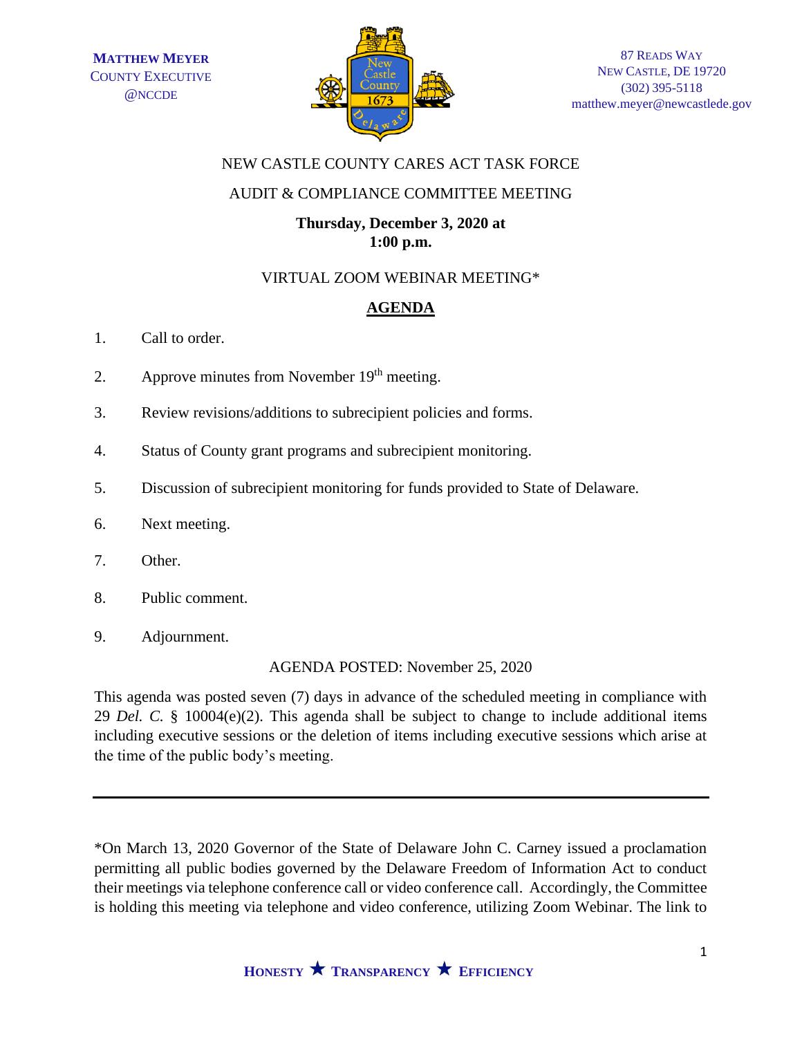**MATTHEW MEYER**
COUNTY EXECUTIVE
@NCCDE

87 READS WAY
NEW CASTLE, DE 19720
(302) 395-5118
matthew.meyer@newcastlede.gov

NEW CASTLE COUNTY CARES ACT TASK FORCE

AUDIT & COMPLIANCE COMMITTEE MEETING

**Thursday, December 3, 2020 at**
**1:00 p.m.**

VIRTUAL ZOOM WEBINAR MEETING*

## AGENDA

1. Call to order.
2. Approve minutes from November 19th meeting.
3. Review revisions/additions to subrecipient policies and forms.
4. Status of County grant programs and subrecipient monitoring.
5. Discussion of subrecipient monitoring for funds provided to State of Delaware.
6. Next meeting.
7. Other.
8. Public comment.
9. Adjournment.

AGENDA POSTED: November 25, 2020

This agenda was posted seven (7) days in advance of the scheduled meeting in compliance with 29 *Del. C.* § 10004(e)(2). This agenda shall be subject to change to include additional items including executive sessions or the deletion of items including executive sessions which arise at the time of the public body's meeting.

---

*On March 13, 2020 Governor of the State of Delaware John C. Carney issued a proclamation permitting all public bodies governed by the Delaware Freedom of Information Act to conduct their meetings via telephone conference call or video conference call. Accordingly, the Committee is holding this meeting via telephone and video conference, utilizing Zoom Webinar. The link to

**HONESTY ★ TRANSPARENCY ★ EFFICIENCY**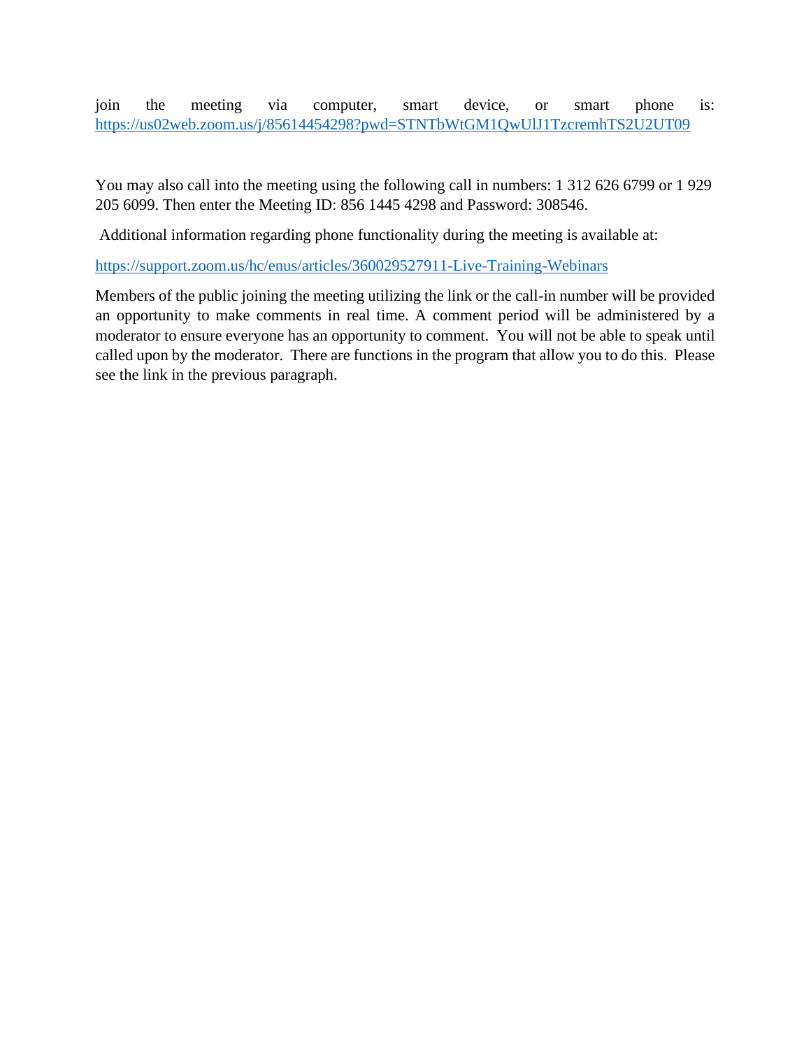join the meeting via computer, smart device, or smart phone is: https://us02web.zoom.us/j/85614454298?pwd=STNTbWtGM1QwUlJ1TzcremhTS2U2UT09

You may also call into the meeting using the following call in numbers: 1 312 626 6799 or 1 929 205 6099. Then enter the Meeting ID: 856 1445 4298 and Password: 308546.

Additional information regarding phone functionality during the meeting is available at:

https://support.zoom.us/hc/enus/articles/360029527911-Live-Training-Webinars

Members of the public joining the meeting utilizing the link or the call-in number will be provided an opportunity to make comments in real time. A comment period will be administered by a moderator to ensure everyone has an opportunity to comment. You will not be able to speak until called upon by the moderator. There are functions in the program that allow you to do this. Please see the link in the previous paragraph.